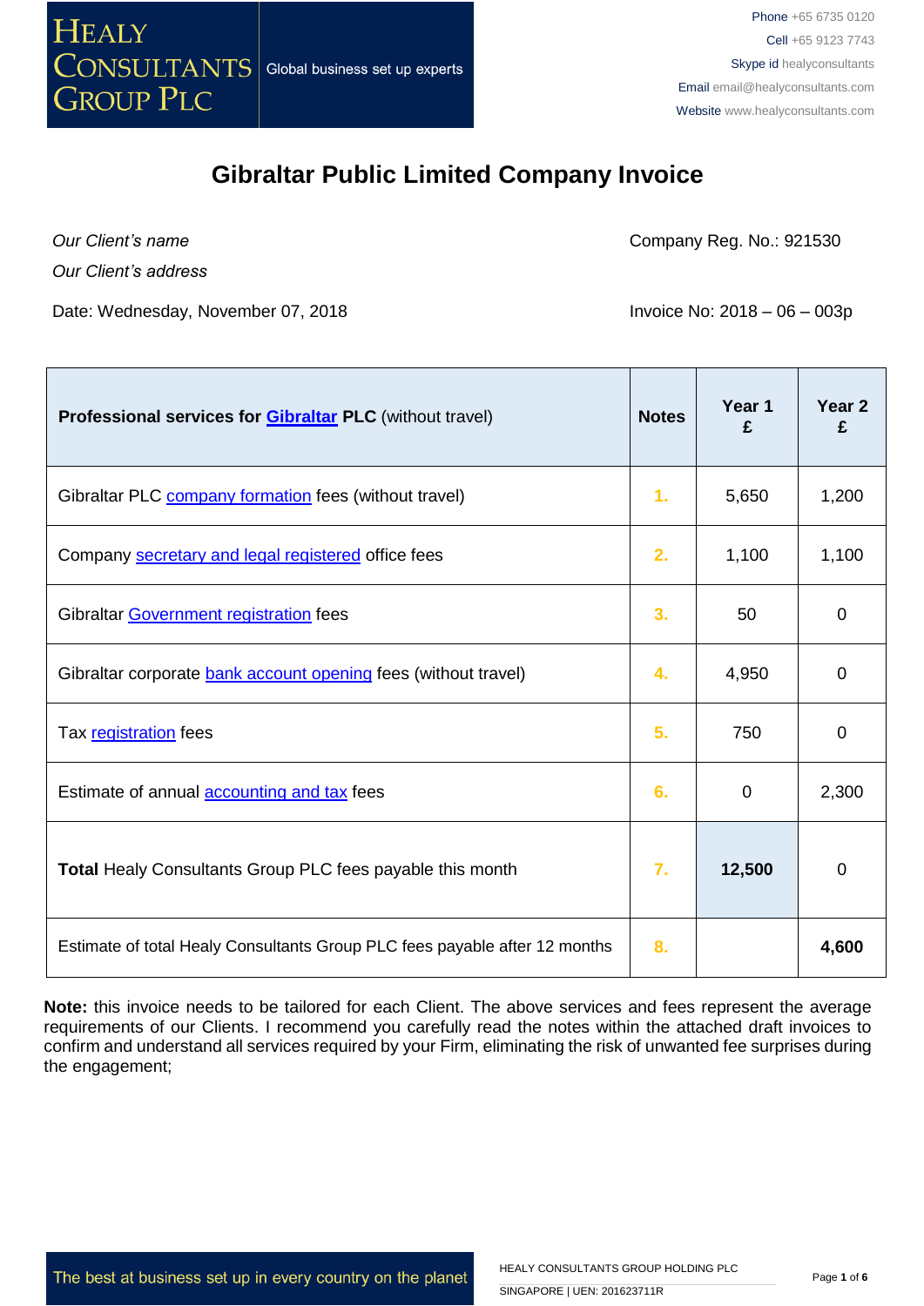Phone +65 6735 0120
Cell +65 9123 7743
Skype id healyconsultants
Email email@healyconsultants.com
Website www.healyconsultants.com

# Gibraltar Public Limited Company Invoice

*Our Client's name*

*Our Client's address*

Company Reg. No.: 921530

Date: Wednesday, November 07, 2018

Invoice No: 2018 – 06 – 003p

| **Professional services for Gibraltar PLC** (without travel) | **Notes** | **Year 1 £** | **Year 2 £** |
|---|---|---|---|
| Gibraltar PLC company formation fees (without travel) | 1. | 5,650 | 1,200 |
| Company secretary and legal registered office fees | 2. | 1,100 | 1,100 |
| Gibraltar Government registration fees | 3. | 50 | 0 |
| Gibraltar corporate bank account opening fees (without travel) | 4. | 4,950 | 0 |
| Tax registration fees | 5. | 750 | 0 |
| Estimate of annual accounting and tax fees | 6. | 0 | 2,300 |
| **Total** Healy Consultants Group PLC fees payable this month | 7. | **12,500** | 0 |
| Estimate of total Healy Consultants Group PLC fees payable after 12 months | 8. | | **4,600** |

**Note:** this invoice needs to be tailored for each Client. The above services and fees represent the average requirements of our Clients. I recommend you carefully read the notes within the attached draft invoices to confirm and understand all services required by your Firm, eliminating the risk of unwanted fee surprises during the engagement;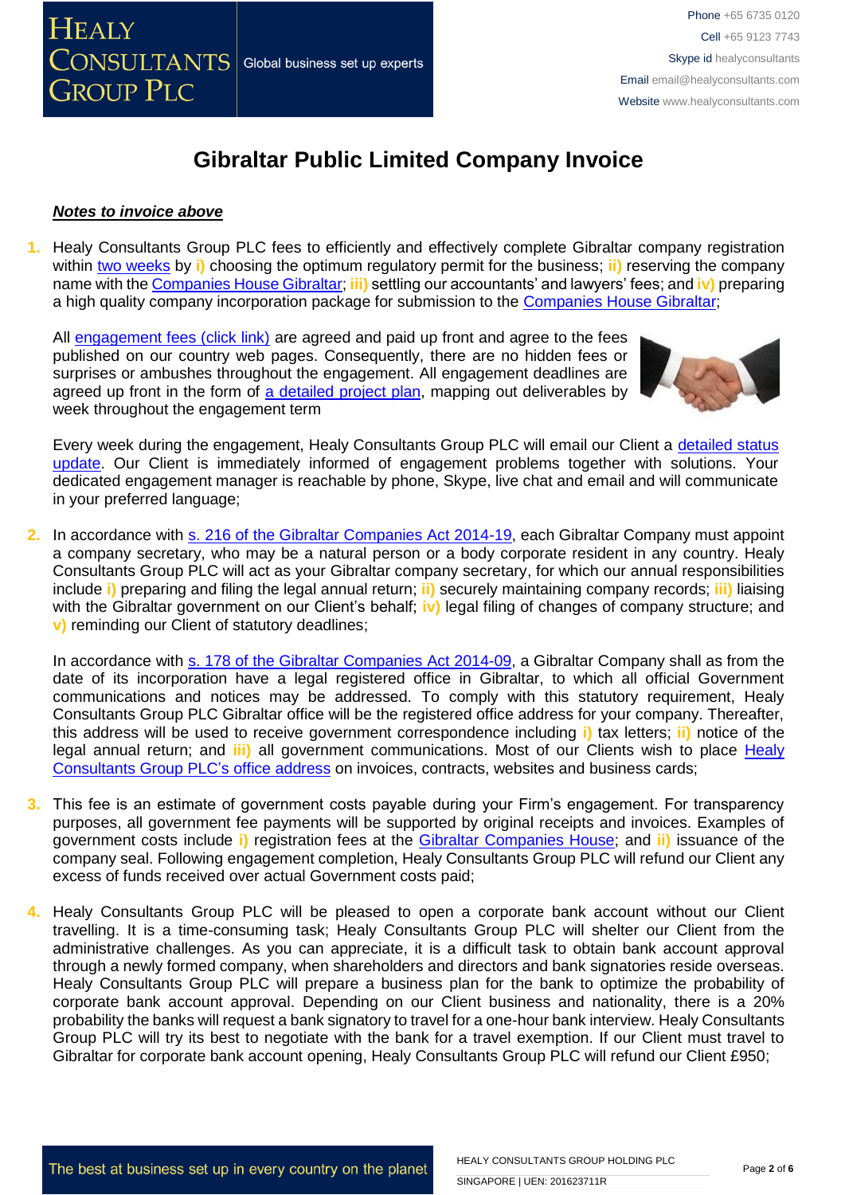# Gibraltar Public Limited Company Invoice

***Notes to invoice above***

1. Healy Consultants Group PLC fees to efficiently and effectively complete Gibraltar company registration within two weeks by **i)** choosing the optimum regulatory permit for the business; **ii)** reserving the company name with the Companies House Gibraltar; **iii)** settling our accountants' and lawyers' fees; and **iv)** preparing a high quality company incorporation package for submission to the Companies House Gibraltar;

   All engagement fees (click link) are agreed and paid up front and agree to the fees published on our country web pages. Consequently, there are no hidden fees or surprises or ambushes throughout the engagement. All engagement deadlines are agreed up front in the form of a detailed project plan, mapping out deliverables by week throughout the engagement term

   Every week during the engagement, Healy Consultants Group PLC will email our Client a detailed status update. Our Client is immediately informed of engagement problems together with solutions. Your dedicated engagement manager is reachable by phone, Skype, live chat and email and will communicate in your preferred language;

2. In accordance with s. 216 of the Gibraltar Companies Act 2014-19, each Gibraltar Company must appoint a company secretary, who may be a natural person or a body corporate resident in any country. Healy Consultants Group PLC will act as your Gibraltar company secretary, for which our annual responsibilities include **i)** preparing and filing the legal annual return; **ii)** securely maintaining company records; **iii)** liaising with the Gibraltar government on our Client's behalf; **iv)** legal filing of changes of company structure; and **v)** reminding our Client of statutory deadlines;

   In accordance with s. 178 of the Gibraltar Companies Act 2014-09, a Gibraltar Company shall as from the date of its incorporation have a legal registered office in Gibraltar, to which all official Government communications and notices may be addressed. To comply with this statutory requirement, Healy Consultants Group PLC Gibraltar office will be the registered office address for your company. Thereafter, this address will be used to receive government correspondence including **i)** tax letters; **ii)** notice of the legal annual return; and **iii)** all government communications. Most of our Clients wish to place Healy Consultants Group PLC's office address on invoices, contracts, websites and business cards;

3. This fee is an estimate of government costs payable during your Firm's engagement. For transparency purposes, all government fee payments will be supported by original receipts and invoices. Examples of government costs include **i)** registration fees at the Gibraltar Companies House; and **ii)** issuance of the company seal. Following engagement completion, Healy Consultants Group PLC will refund our Client any excess of funds received over actual Government costs paid;

4. Healy Consultants Group PLC will be pleased to open a corporate bank account without our Client travelling. It is a time-consuming task; Healy Consultants Group PLC will shelter our Client from the administrative challenges. As you can appreciate, it is a difficult task to obtain bank account approval through a newly formed company, when shareholders and directors and bank signatories reside overseas. Healy Consultants Group PLC will prepare a business plan for the bank to optimize the probability of corporate bank account approval. Depending on our Client business and nationality, there is a 20% probability the banks will request a bank signatory to travel for a one-hour bank interview. Healy Consultants Group PLC will try its best to negotiate with the bank for a travel exemption. If our Client must travel to Gibraltar for corporate bank account opening, Healy Consultants Group PLC will refund our Client £950;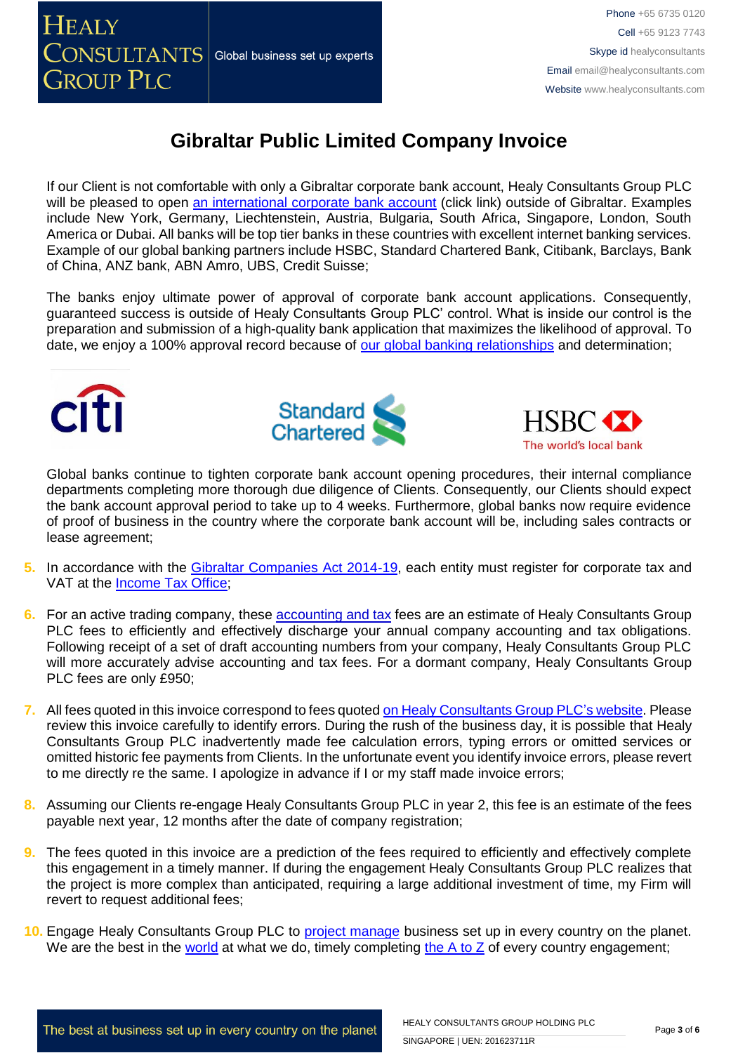# Gibraltar Public Limited Company Invoice

If our Client is not comfortable with only a Gibraltar corporate bank account, Healy Consultants Group PLC will be pleased to open an international corporate bank account (click link) outside of Gibraltar. Examples include New York, Germany, Liechtenstein, Austria, Bulgaria, South Africa, Singapore, London, South America or Dubai. All banks will be top tier banks in these countries with excellent internet banking services. Example of our global banking partners include HSBC, Standard Chartered Bank, Citibank, Barclays, Bank of China, ANZ bank, ABN Amro, UBS, Credit Suisse;

The banks enjoy ultimate power of approval of corporate bank account applications. Consequently, guaranteed success is outside of Healy Consultants Group PLC' control. What is inside our control is the preparation and submission of a high-quality bank application that maximizes the likelihood of approval. To date, we enjoy a 100% approval record because of our global banking relationships and determination;

Global banks continue to tighten corporate bank account opening procedures, their internal compliance departments completing more thorough due diligence of Clients. Consequently, our Clients should expect the bank account approval period to take up to 4 weeks. Furthermore, global banks now require evidence of proof of business in the country where the corporate bank account will be, including sales contracts or lease agreement;

5. In accordance with the Gibraltar Companies Act 2014-19, each entity must register for corporate tax and VAT at the Income Tax Office;

6. For an active trading company, these accounting and tax fees are an estimate of Healy Consultants Group PLC fees to efficiently and effectively discharge your annual company accounting and tax obligations. Following receipt of a set of draft accounting numbers from your company, Healy Consultants Group PLC will more accurately advise accounting and tax fees. For a dormant company, Healy Consultants Group PLC fees are only £950;

7. All fees quoted in this invoice correspond to fees quoted on Healy Consultants Group PLC's website. Please review this invoice carefully to identify errors. During the rush of the business day, it is possible that Healy Consultants Group PLC inadvertently made fee calculation errors, typing errors or omitted services or omitted historic fee payments from Clients. In the unfortunate event you identify invoice errors, please revert to me directly re the same. I apologize in advance if I or my staff made invoice errors;

8. Assuming our Clients re-engage Healy Consultants Group PLC in year 2, this fee is an estimate of the fees payable next year, 12 months after the date of company registration;

9. The fees quoted in this invoice are a prediction of the fees required to efficiently and effectively complete this engagement in a timely manner. If during the engagement Healy Consultants Group PLC realizes that the project is more complex than anticipated, requiring a large additional investment of time, my Firm will revert to request additional fees;

10. Engage Healy Consultants Group PLC to project manage business set up in every country on the planet. We are the best in the world at what we do, timely completing the A to Z of every country engagement;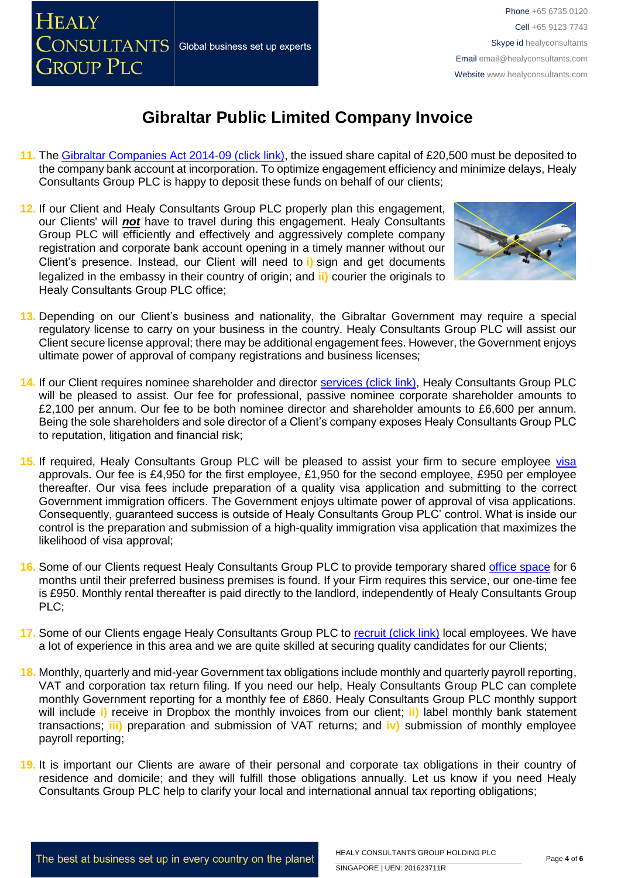# Gibraltar Public Limited Company Invoice

11. The Gibraltar Companies Act 2014-09 (click link), the issued share capital of £20,500 must be deposited to the company bank account at incorporation. To optimize engagement efficiency and minimize delays, Healy Consultants Group PLC is happy to deposit these funds on behalf of our clients;

12. If our Client and Healy Consultants Group PLC properly plan this engagement, our Clients' will ***not*** have to travel during this engagement. Healy Consultants Group PLC will efficiently and effectively and aggressively complete company registration and corporate bank account opening in a timely manner without our Client's presence. Instead, our Client will need to **i)** sign and get documents legalized in the embassy in their country of origin; and **ii)** courier the originals to Healy Consultants Group PLC office;

13. Depending on our Client's business and nationality, the Gibraltar Government may require a special regulatory license to carry on your business in the country. Healy Consultants Group PLC will assist our Client secure license approval; there may be additional engagement fees. However, the Government enjoys ultimate power of approval of company registrations and business licenses;

14. If our Client requires nominee shareholder and director services (click link), Healy Consultants Group PLC will be pleased to assist. Our fee for professional, passive nominee corporate shareholder amounts to £2,100 per annum. Our fee to be both nominee director and shareholder amounts to £6,600 per annum. Being the sole shareholders and sole director of a Client's company exposes Healy Consultants Group PLC to reputation, litigation and financial risk;

15. If required, Healy Consultants Group PLC will be pleased to assist your firm to secure employee visa approvals. Our fee is £4,950 for the first employee, £1,950 for the second employee, £950 per employee thereafter. Our visa fees include preparation of a quality visa application and submitting to the correct Government immigration officers. The Government enjoys ultimate power of approval of visa applications. Consequently, guaranteed success is outside of Healy Consultants Group PLC' control. What is inside our control is the preparation and submission of a high-quality immigration visa application that maximizes the likelihood of visa approval;

16. Some of our Clients request Healy Consultants Group PLC to provide temporary shared office space for 6 months until their preferred business premises is found. If your Firm requires this service, our one-time fee is £950. Monthly rental thereafter is paid directly to the landlord, independently of Healy Consultants Group PLC;

17. Some of our Clients engage Healy Consultants Group PLC to recruit (click link) local employees. We have a lot of experience in this area and we are quite skilled at securing quality candidates for our Clients;

18. Monthly, quarterly and mid-year Government tax obligations include monthly and quarterly payroll reporting, VAT and corporation tax return filing. If you need our help, Healy Consultants Group PLC can complete monthly Government reporting for a monthly fee of £860. Healy Consultants Group PLC monthly support will include **i)** receive in Dropbox the monthly invoices from our client; **ii)** label monthly bank statement transactions; **iii)** preparation and submission of VAT returns; and **iv)** submission of monthly employee payroll reporting;

19. It is important our Clients are aware of their personal and corporate tax obligations in their country of residence and domicile; and they will fulfill those obligations annually. Let us know if you need Healy Consultants Group PLC help to clarify your local and international annual tax reporting obligations;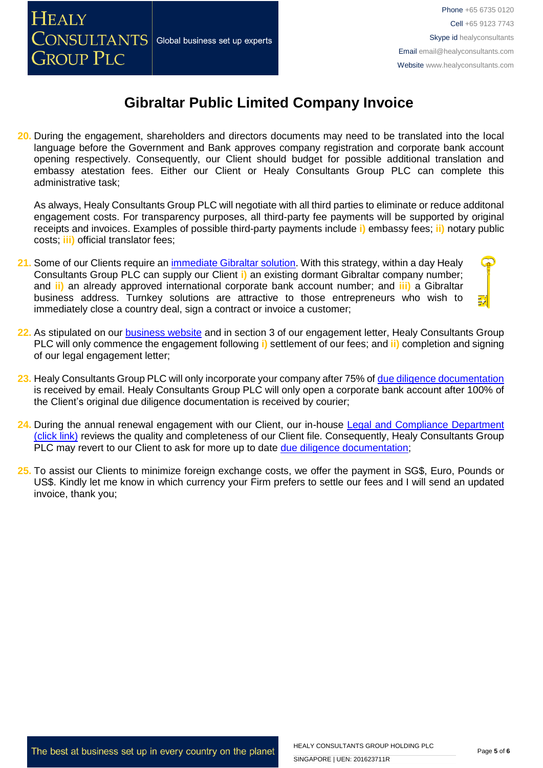# Gibraltar Public Limited Company Invoice

20. During the engagement, shareholders and directors documents may need to be translated into the local language before the Government and Bank approves company registration and corporate bank account opening respectively. Consequently, our Client should budget for possible additional translation and embassy atestation fees. Either our Client or Healy Consultants Group PLC can complete this administrative task;

    As always, Healy Consultants Group PLC will negotiate with all third parties to eliminate or reduce additonal engagement costs. For transparency purposes, all third-party fee payments will be supported by original receipts and invoices. Examples of possible third-party payments include **i)** embassy fees; **ii)** notary public costs; **iii)** official translator fees;

21. Some of our Clients require an [immediate Gibraltar solution](). With this strategy, within a day Healy Consultants Group PLC can supply our Client **i)** an existing dormant Gibraltar company number; and **ii)** an already approved international corporate bank account number; and **iii)** a Gibraltar business address. Turnkey solutions are attractive to those entrepreneurs who wish to immediately close a country deal, sign a contract or invoice a customer;

22. As stipulated on our [business website]() and in section 3 of our engagement letter, Healy Consultants Group PLC will only commence the engagement following **i)** settlement of our fees; and **ii)** completion and signing of our legal engagement letter;

23. Healy Consultants Group PLC will only incorporate your company after 75% of [due diligence documentation]() is received by email. Healy Consultants Group PLC will only open a corporate bank account after 100% of the Client's original due diligence documentation is received by courier;

24. During the annual renewal engagement with our Client, our in-house [Legal and Compliance Department (click link)]() reviews the quality and completeness of our Client file. Consequently, Healy Consultants Group PLC may revert to our Client to ask for more up to date [due diligence documentation]();

25. To assist our Clients to minimize foreign exchange costs, we offer the payment in SG$, Euro, Pounds or US$. Kindly let me know in which currency your Firm prefers to settle our fees and I will send an updated invoice, thank you;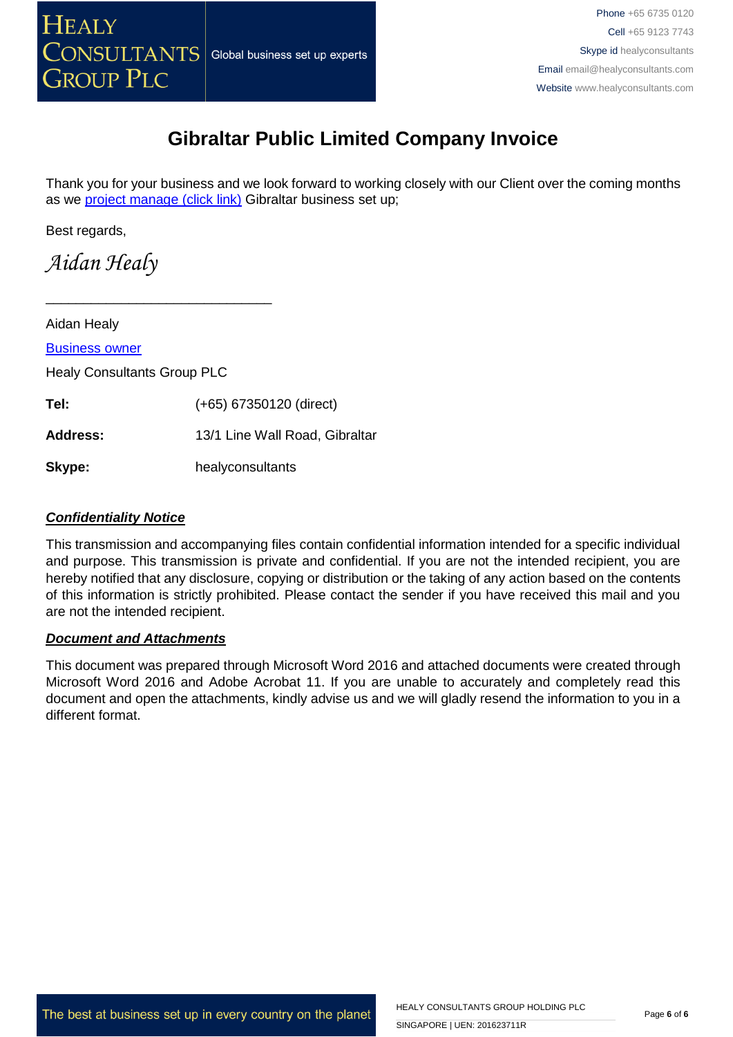# Gibraltar Public Limited Company Invoice

Thank you for your business and we look forward to working closely with our Client over the coming months as we project manage (click link) Gibraltar business set up;

Best regards,

*Aidan Healy*

_____________________________

Aidan Healy

Business owner

Healy Consultants Group PLC

| | |
|---|---|
| **Tel:** | (+65) 67350120 (direct) |
| **Address:** | 13/1 Line Wall Road, Gibraltar |
| **Skype:** | healyconsultants |

***Confidentiality Notice***

This transmission and accompanying files contain confidential information intended for a specific individual and purpose. This transmission is private and confidential. If you are not the intended recipient, you are hereby notified that any disclosure, copying or distribution or the taking of any action based on the contents of this information is strictly prohibited. Please contact the sender if you have received this mail and you are not the intended recipient.

***Document and Attachments***

This document was prepared through Microsoft Word 2016 and attached documents were created through Microsoft Word 2016 and Adobe Acrobat 11. If you are unable to accurately and completely read this document and open the attachments, kindly advise us and we will gladly resend the information to you in a different format.